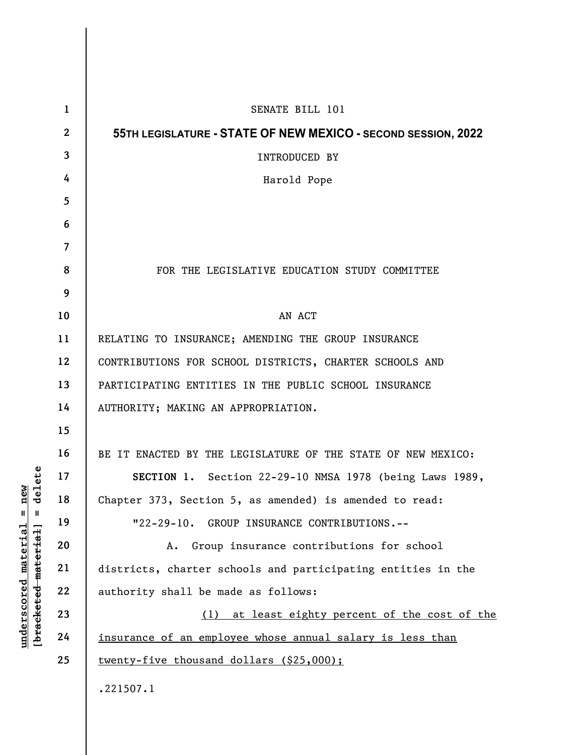SENATE BILL 101

**55TH LEGISLATURE - STATE OF NEW MEXICO - SECOND SESSION, 2022**

INTRODUCED BY

Harold Pope

FOR THE LEGISLATIVE EDUCATION STUDY COMMITTEE

AN ACT

RELATING TO INSURANCE; AMENDING THE GROUP INSURANCE CONTRIBUTIONS FOR SCHOOL DISTRICTS, CHARTER SCHOOLS AND PARTICIPATING ENTITIES IN THE PUBLIC SCHOOL INSURANCE AUTHORITY; MAKING AN APPROPRIATION.

BE IT ENACTED BY THE LEGISLATURE OF THE STATE OF NEW MEXICO:

**SECTION 1.** Section 22-29-10 NMSA 1978 (being Laws 1989, Chapter 373, Section 5, as amended) is amended to read:

"22-29-10. GROUP INSURANCE CONTRIBUTIONS.--

A. Group insurance contributions for school districts, charter schools and participating entities in the authority shall be made as follows:

<u>(1) at least eighty percent of the cost of the insurance of an employee whose annual salary is less than twenty-five thousand dollars ($25,000);</u>

.221507.1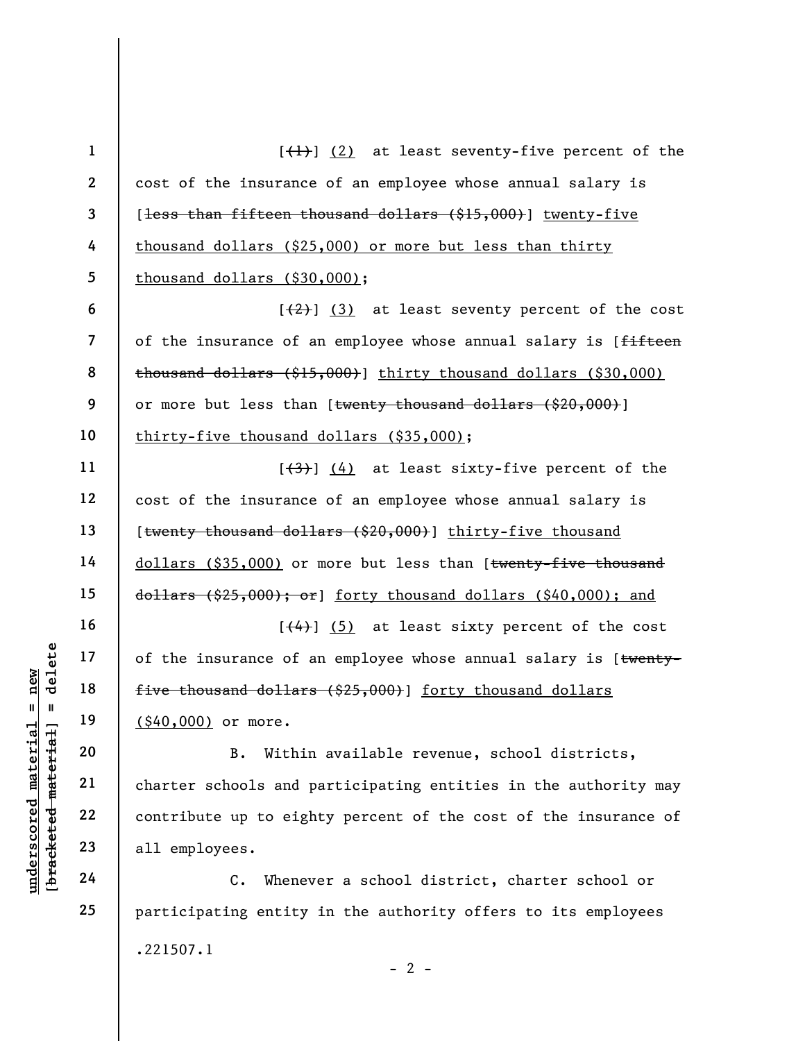[~~(1)~~] <u>(2)</u> at least seventy-five percent of the cost of the insurance of an employee whose annual salary is [~~less than fifteen thousand dollars ($15,000)~~] <u>twenty-five thousand dollars ($25,000) or more but less than thirty thousand dollars ($30,000)</u>;

[~~(2)~~] <u>(3)</u> at least seventy percent of the cost of the insurance of an employee whose annual salary is [~~fifteen thousand dollars ($15,000)~~] <u>thirty thousand dollars ($30,000)</u> or more but less than [~~twenty thousand dollars ($20,000)~~] <u>thirty-five thousand dollars ($35,000)</u>;

[~~(3)~~] <u>(4)</u> at least sixty-five percent of the cost of the insurance of an employee whose annual salary is [~~twenty thousand dollars ($20,000)~~] <u>thirty-five thousand dollars ($35,000)</u> or more but less than [~~twenty-five thousand dollars ($25,000); or~~] <u>forty thousand dollars ($40,000); and</u>

[~~(4)~~] <u>(5)</u> at least sixty percent of the cost of the insurance of an employee whose annual salary is [~~twenty-five thousand dollars ($25,000)~~] <u>forty thousand dollars ($40,000)</u> or more.

B. Within available revenue, school districts, charter schools and participating entities in the authority may contribute up to eighty percent of the cost of the insurance of all employees.

C. Whenever a school district, charter school or participating entity in the authority offers to its employees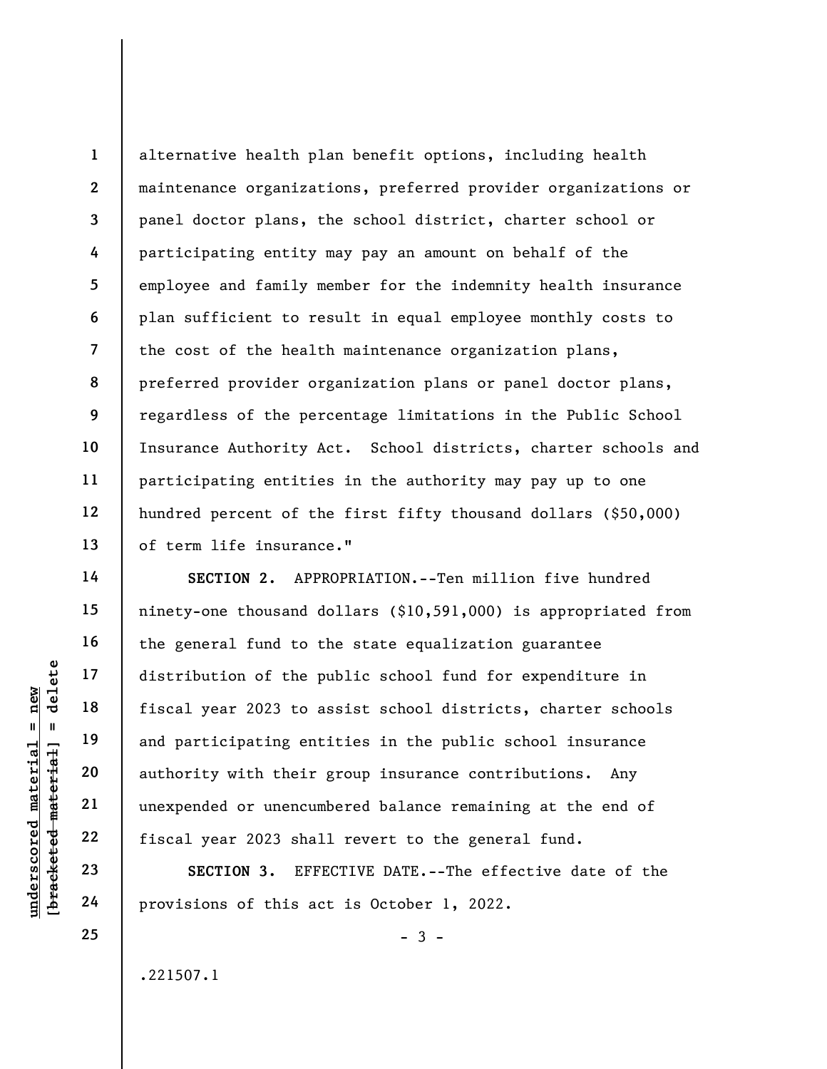alternative health plan benefit options, including health maintenance organizations, preferred provider organizations or panel doctor plans, the school district, charter school or participating entity may pay an amount on behalf of the employee and family member for the indemnity health insurance plan sufficient to result in equal employee monthly costs to the cost of the health maintenance organization plans, preferred provider organization plans or panel doctor plans, regardless of the percentage limitations in the Public School Insurance Authority Act. School districts, charter schools and participating entities in the authority may pay up to one hundred percent of the first fifty thousand dollars ($50,000) of term life insurance."

**SECTION 2.** APPROPRIATION.--Ten million five hundred ninety-one thousand dollars ($10,591,000) is appropriated from the general fund to the state equalization guarantee distribution of the public school fund for expenditure in fiscal year 2023 to assist school districts, charter schools and participating entities in the public school insurance authority with their group insurance contributions. Any unexpended or unencumbered balance remaining at the end of fiscal year 2023 shall revert to the general fund.

**SECTION 3.** EFFECTIVE DATE.--The effective date of the provisions of this act is October 1, 2022.

.221507.1